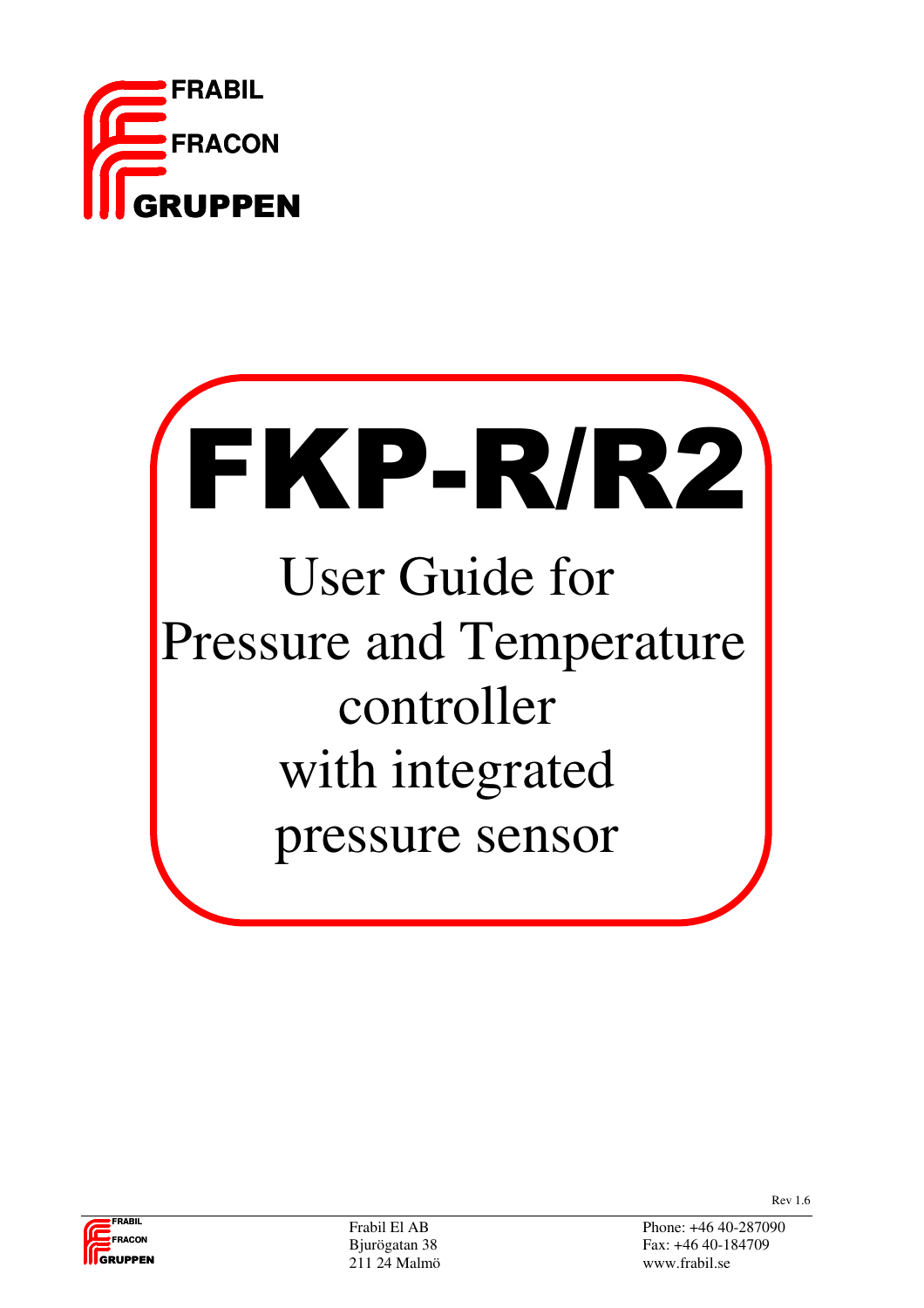FRABIL
FRACON
GRUPPEN

# FKP-R/R2

## User Guide for Pressure and Temperature controller with integrated pressure sensor

Rev 1.6

Frabil El AB
Bjurögatan 38
211 24 Malmö

Phone: +46 40-287090
Fax: +46 40-184709
www.frabil.se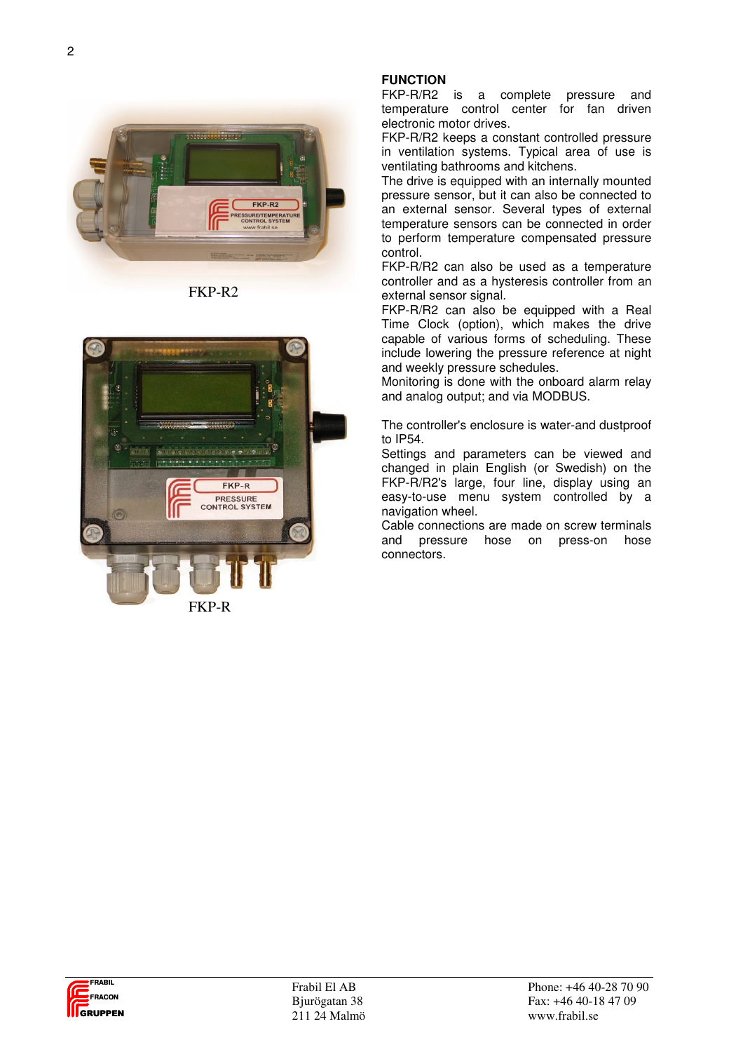FKP-R2

FKP-R

## FUNCTION

FKP-R/R2 is a complete pressure and temperature control center for fan driven electronic motor drives.

FKP-R/R2 keeps a constant controlled pressure in ventilation systems. Typical area of use is ventilating bathrooms and kitchens.

The drive is equipped with an internally mounted pressure sensor, but it can also be connected to an external sensor. Several types of external temperature sensors can be connected in order to perform temperature compensated pressure control.

FKP-R/R2 can also be used as a temperature controller and as a hysteresis controller from an external sensor signal.

FKP-R/R2 can also be equipped with a Real Time Clock (option), which makes the drive capable of various forms of scheduling. These include lowering the pressure reference at night and weekly pressure schedules.

Monitoring is done with the onboard alarm relay and analog output; and via MODBUS.

The controller's enclosure is water-and dustproof to IP54.

Settings and parameters can be viewed and changed in plain English (or Swedish) on the FKP-R/R2's large, four line, display using an easy-to-use menu system controlled by a navigation wheel.

Cable connections are made on screw terminals and pressure hose on press-on hose connectors.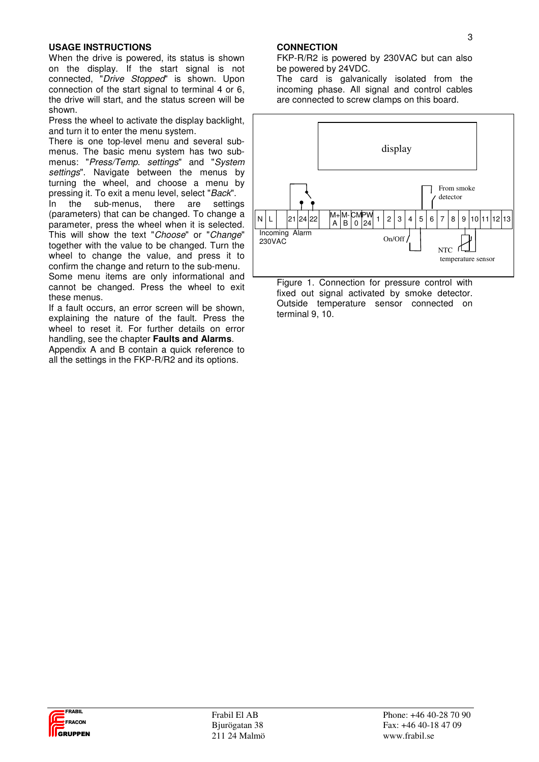### USAGE INSTRUCTIONS

When the drive is powered, its status is shown on the display. If the start signal is not connected, "*Drive Stopped*" is shown. Upon connection of the start signal to terminal 4 or 6, the drive will start, and the status screen will be shown.

Press the wheel to activate the display backlight, and turn it to enter the menu system.

There is one top-level menu and several sub-menus. The basic menu system has two sub-menus: "*Press/Temp. settings*" and "*System settings*". Navigate between the menus by turning the wheel, and choose a menu by pressing it. To exit a menu level, select "*Back*".

In the sub-menus, there are settings (parameters) that can be changed. To change a parameter, press the wheel when it is selected. This will show the text "*Choose*" or "*Change*" together with the value to be changed. Turn the wheel to change the value, and press it to confirm the change and return to the sub-menu.

Some menu items are only informational and cannot be changed. Press the wheel to exit these menus.

If a fault occurs, an error screen will be shown, explaining the nature of the fault. Press the wheel to reset it. For further details on error handling, see the chapter **Faults and Alarms**.

Appendix A and B contain a quick reference to all the settings in the FKP-R/R2 and its options.

### CONNECTION

FKP-R/R2 is powered by 230VAC but can also be powered by 24VDC.

The card is galvanically isolated from the incoming phase. All signal and control cables are connected to screw clamps on this board.

display

From smoke detector

| N | L | 21 | 24 | 22 | M+ A | M- B | CM 0 | PW 24 | 1 | 2 | 3 | 4 | 5 | 6 | 7 | 8 | 9 | 10 | 11 | 12 | 13 |
|---|---|---|---|---|---|---|---|---|---|---|---|---|---|---|---|---|---|---|---|---|---|

Incoming 230VAC — Alarm — On/Off — NTC temperature sensor

Figure 1. Connection for pressure control with fixed out signal activated by smoke detector. Outside temperature sensor connected on terminal 9, 10.

Frabil El AB
Bjurögatan 38
211 24 Malmö

Phone: +46 40-28 70 90
Fax: +46 40-18 47 09
www.frabil.se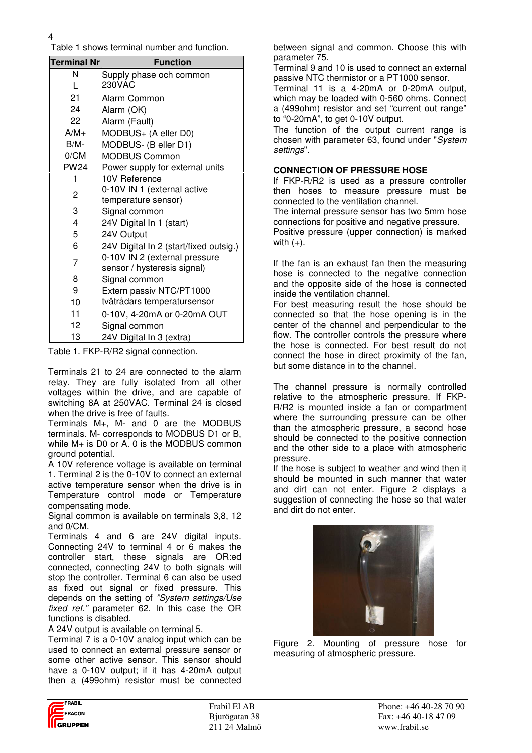Table 1 shows terminal number and function.

| Terminal Nr | Function |
|---|---|
| N<br>L | Supply phase och common 230VAC |
| 21 | Alarm Common |
| 24 | Alarm (OK) |
| 22 | Alarm (Fault) |
| A/M+ | MODBUS+ (A eller D0) |
| B/M- | MODBUS- (B eller D1) |
| 0/CM | MODBUS Common |
| PW24 | Power supply for external units |
| 1 | 10V Reference |
| 2 | 0-10V IN 1 (external active temperature sensor) |
| 3 | Signal common |
| 4 | 24V Digital In 1 (start) |
| 5 | 24V Output |
| 6 | 24V Digital In 2 (start/fixed outsig.) |
| 7 | 0-10V IN 2 (external pressure sensor / hysteresis signal) |
| 8 | Signal common |
| 9<br>10 | Extern passiv NTC/PT1000 tvåtrådars temperatursensor |
| 11 | 0-10V, 4-20mA or 0-20mA OUT |
| 12 | Signal common |
| 13 | 24V Digital In 3 (extra) |

Table 1. FKP-R/R2 signal connection.

Terminals 21 to 24 are connected to the alarm relay. They are fully isolated from all other voltages within the drive, and are capable of switching 8A at 250VAC. Terminal 24 is closed when the drive is free of faults.

Terminals M+, M- and 0 are the MODBUS terminals. M- corresponds to MODBUS D1 or B, while M+ is D0 or A. 0 is the MODBUS common ground potential.

A 10V reference voltage is available on terminal 1. Terminal 2 is the 0-10V to connect an external active temperature sensor when the drive is in Temperature control mode or Temperature compensating mode.

Signal common is available on terminals 3,8, 12 and 0/CM.

Terminals 4 and 6 are 24V digital inputs. Connecting 24V to terminal 4 or 6 makes the controller start, these signals are OR:ed connected, connecting 24V to both signals will stop the controller. Terminal 6 can also be used as fixed out signal or fixed pressure. This depends on the setting of *"System settings/Use fixed ref."* parameter 62. In this case the OR functions is disabled.

A 24V output is available on terminal 5.

Terminal 7 is a 0-10V analog input which can be used to connect an external pressure sensor or some other active sensor. This sensor should have a 0-10V output; if it has 4-20mA output then a (499ohm) resistor must be connected between signal and common. Choose this with parameter 75.

Terminal 9 and 10 is used to connect an external passive NTC thermistor or a PT1000 sensor.

Terminal 11 is a 4-20mA or 0-20mA output, which may be loaded with 0-560 ohms. Connect a (499ohm) resistor and set "current out range" to "0-20mA", to get 0-10V output.

The function of the output current range is chosen with parameter 63, found under "*System settings*".

**CONNECTION OF PRESSURE HOSE**

If FKP-R/R2 is used as a pressure controller then hoses to measure pressure must be connected to the ventilation channel.

The internal pressure sensor has two 5mm hose connections for positive and negative pressure.

Positive pressure (upper connection) is marked with (+).

If the fan is an exhaust fan then the measuring hose is connected to the negative connection and the opposite side of the hose is connected inside the ventilation channel.

For best measuring result the hose should be connected so that the hose opening is in the center of the channel and perpendicular to the flow. The controller controls the pressure where the hose is connected. For best result do not connect the hose in direct proximity of the fan, but some distance in to the channel.

The channel pressure is normally controlled relative to the atmospheric pressure. If FKP-R/R2 is mounted inside a fan or compartment where the surrounding pressure can be other than the atmospheric pressure, a second hose should be connected to the positive connection and the other side to a place with atmospheric pressure.

If the hose is subject to weather and wind then it should be mounted in such manner that water and dirt can not enter. Figure 2 displays a suggestion of connecting the hose so that water and dirt do not enter.

Figure 2. Mounting of pressure hose for measuring of atmospheric pressure.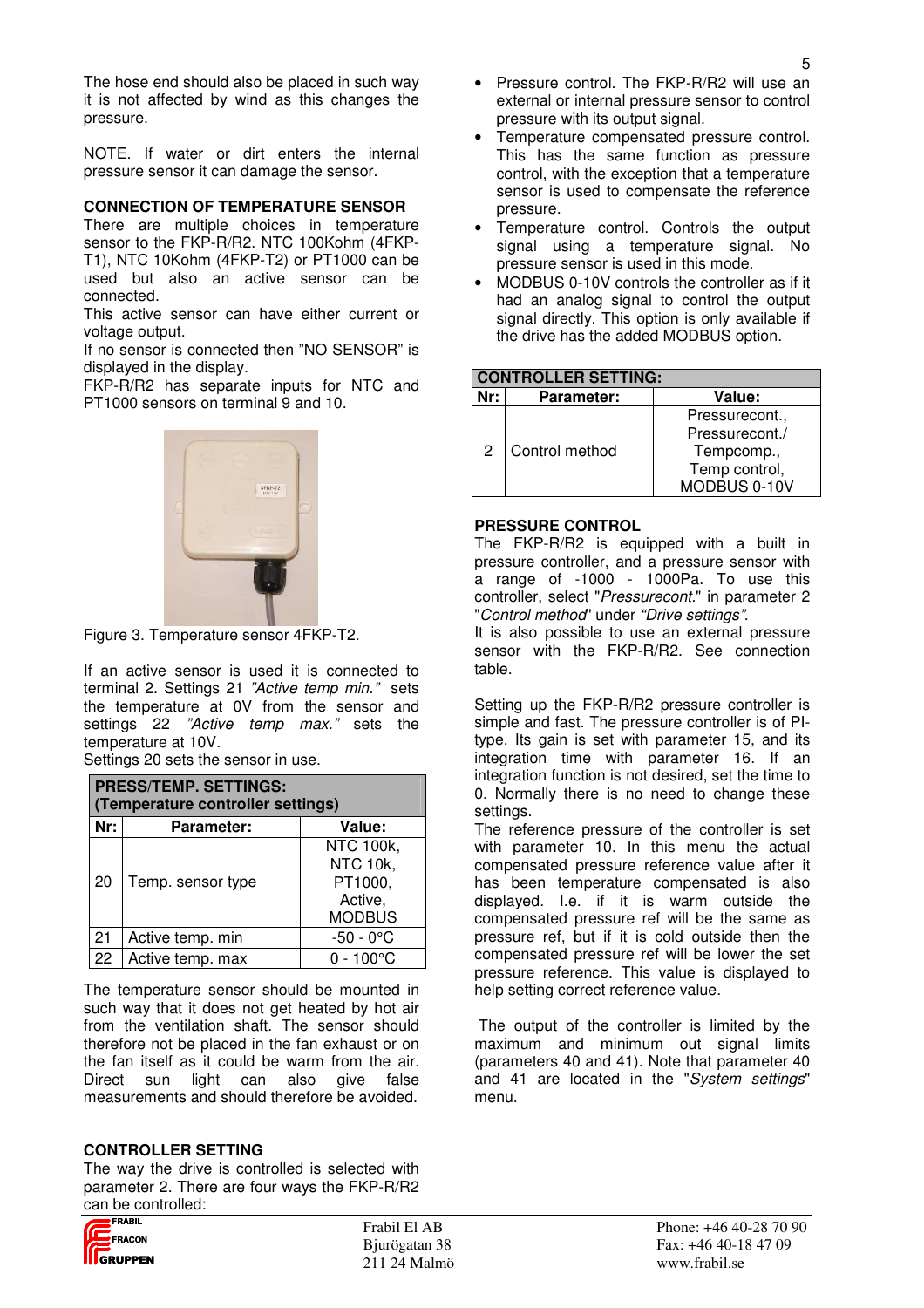The hose end should also be placed in such way it is not affected by wind as this changes the pressure.

NOTE. If water or dirt enters the internal pressure sensor it can damage the sensor.

**CONNECTION OF TEMPERATURE SENSOR**

There are multiple choices in temperature sensor to the FKP-R/R2. NTC 100Kohm (4FKP-T1), NTC 10Kohm (4FKP-T2) or PT1000 can be used but also an active sensor can be connected.

This active sensor can have either current or voltage output.

If no sensor is connected then "NO SENSOR" is displayed in the display.

FKP-R/R2 has separate inputs for NTC and PT1000 sensors on terminal 9 and 10.

Figure 3. Temperature sensor 4FKP-T2.

If an active sensor is used it is connected to terminal 2. Settings 21 *"Active temp min."* sets the temperature at 0V from the sensor and settings 22 *"Active temp max."* sets the temperature at 10V.

Settings 20 sets the sensor in use.

| **PRESS/TEMP. SETTINGS: (Temperature controller settings)** | | |
|---|---|---|
| **Nr:** | **Parameter:** | **Value:** |
| 20 | Temp. sensor type | NTC 100k, NTC 10k, PT1000, Active, MODBUS |
| 21 | Active temp. min | -50 - 0°C |
| 22 | Active temp. max | 0 - 100°C |

The temperature sensor should be mounted in such way that it does not get heated by hot air from the ventilation shaft. The sensor should therefore not be placed in the fan exhaust or on the fan itself as it could be warm from the air. Direct sun light can also give false measurements and should therefore be avoided.

**CONTROLLER SETTING**

The way the drive is controlled is selected with parameter 2. There are four ways the FKP-R/R2 can be controlled:

- Pressure control. The FKP-R/R2 will use an external or internal pressure sensor to control pressure with its output signal.
- Temperature compensated pressure control. This has the same function as pressure control, with the exception that a temperature sensor is used to compensate the reference pressure.
- Temperature control. Controls the output signal using a temperature signal. No pressure sensor is used in this mode.
- MODBUS 0-10V controls the controller as if it had an analog signal to control the output signal directly. This option is only available if the drive has the added MODBUS option.

| **CONTROLLER SETTING:** | | |
|---|---|---|
| **Nr:** | **Parameter:** | **Value:** |
| 2 | Control method | Pressurecont., Pressurecont./ Tempcomp., Temp control, MODBUS 0-10V |

**PRESSURE CONTROL**

The FKP-R/R2 is equipped with a built in pressure controller, and a pressure sensor with a range of -1000 - 1000Pa. To use this controller, select "*Pressurecont.*" in parameter 2 "*Control method*" under *"Drive settings"*.

It is also possible to use an external pressure sensor with the FKP-R/R2. See connection table.

Setting up the FKP-R/R2 pressure controller is simple and fast. The pressure controller is of PI-type. Its gain is set with parameter 15, and its integration time with parameter 16. If an integration function is not desired, set the time to 0. Normally there is no need to change these settings.

The reference pressure of the controller is set with parameter 10. In this menu the actual compensated pressure reference value after it has been temperature compensated is also displayed. I.e. if it is warm outside the compensated pressure ref will be the same as pressure ref, but if it is cold outside then the compensated pressure ref will be lower the set pressure reference. This value is displayed to help setting correct reference value.

The output of the controller is limited by the maximum and minimum out signal limits (parameters 40 and 41). Note that parameter 40 and 41 are located in the "*System settings*" menu.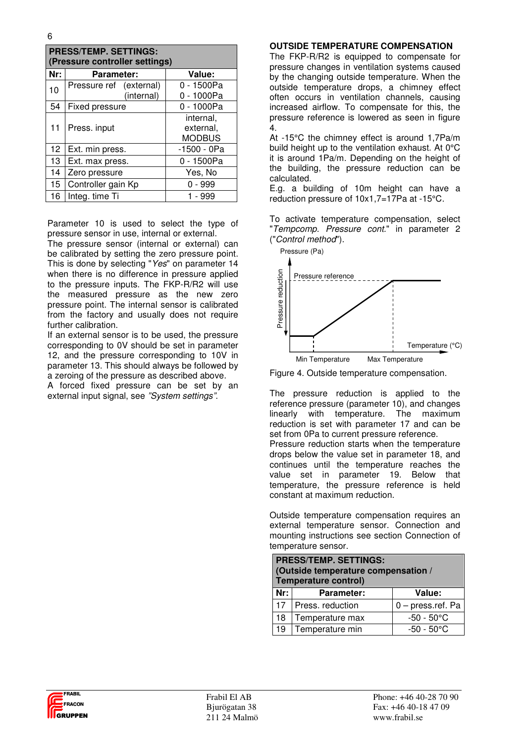| PRESS/TEMP. SETTINGS: (Pressure controller settings) | | |
|---|---|---|
| **Nr:** | **Parameter:** | **Value:** |
| 10 | Pressure ref (external) (internal) | 0 - 1500Pa 0 - 1000Pa |
| 54 | Fixed pressure | 0 - 1000Pa |
| 11 | Press. input | internal, external, MODBUS |
| 12 | Ext. min press. | -1500 - 0Pa |
| 13 | Ext. max press. | 0 - 1500Pa |
| 14 | Zero pressure | Yes, No |
| 15 | Controller gain Kp | 0 - 999 |
| 16 | Integ. time Ti | 1 - 999 |

Parameter 10 is used to select the type of pressure sensor in use, internal or external.

The pressure sensor (internal or external) can be calibrated by setting the zero pressure point. This is done by selecting "*Yes*" on parameter 14 when there is no difference in pressure applied to the pressure inputs. The FKP-R/R2 will use the measured pressure as the new zero pressure point. The internal sensor is calibrated from the factory and usually does not require further calibration.

If an external sensor is to be used, the pressure corresponding to 0V should be set in parameter 12, and the pressure corresponding to 10V in parameter 13. This should always be followed by a zeroing of the pressure as described above.

A forced fixed pressure can be set by an external input signal, see *"System settings"*.

**OUTSIDE TEMPERATURE COMPENSATION**

The FKP-R/R2 is equipped to compensate for pressure changes in ventilation systems caused by the changing outside temperature. When the outside temperature drops, a chimney effect often occurs in ventilation channels, causing increased airflow. To compensate for this, the pressure reference is lowered as seen in figure 4.

At -15°C the chimney effect is around 1,7Pa/m build height up to the ventilation exhaust. At 0°C it is around 1Pa/m. Depending on the height of the building, the pressure reduction can be calculated.

E.g. a building of 10m height can have a reduction pressure of 10x1,7=17Pa at -15°C.

To activate temperature compensation, select "*Tempcomp. Pressure cont.*" in parameter 2 ("*Control method*").

Figure 4. Outside temperature compensation.

The pressure reduction is applied to the reference pressure (parameter 10), and changes linearly with temperature. The maximum reduction is set with parameter 17 and can be set from 0Pa to current pressure reference.

Pressure reduction starts when the temperature drops below the value set in parameter 18, and continues until the temperature reaches the value set in parameter 19. Below that temperature, the pressure reference is held constant at maximum reduction.

Outside temperature compensation requires an external temperature sensor. Connection and mounting instructions see section Connection of temperature sensor.

| PRESS/TEMP. SETTINGS: (Outside temperature compensation / Temperature control) | | |
|---|---|---|
| **Nr:** | **Parameter:** | **Value:** |
| 17 | Press. reduction | 0 – press.ref. Pa |
| 18 | Temperature max | -50 - 50°C |
| 19 | Temperature min | -50 - 50°C |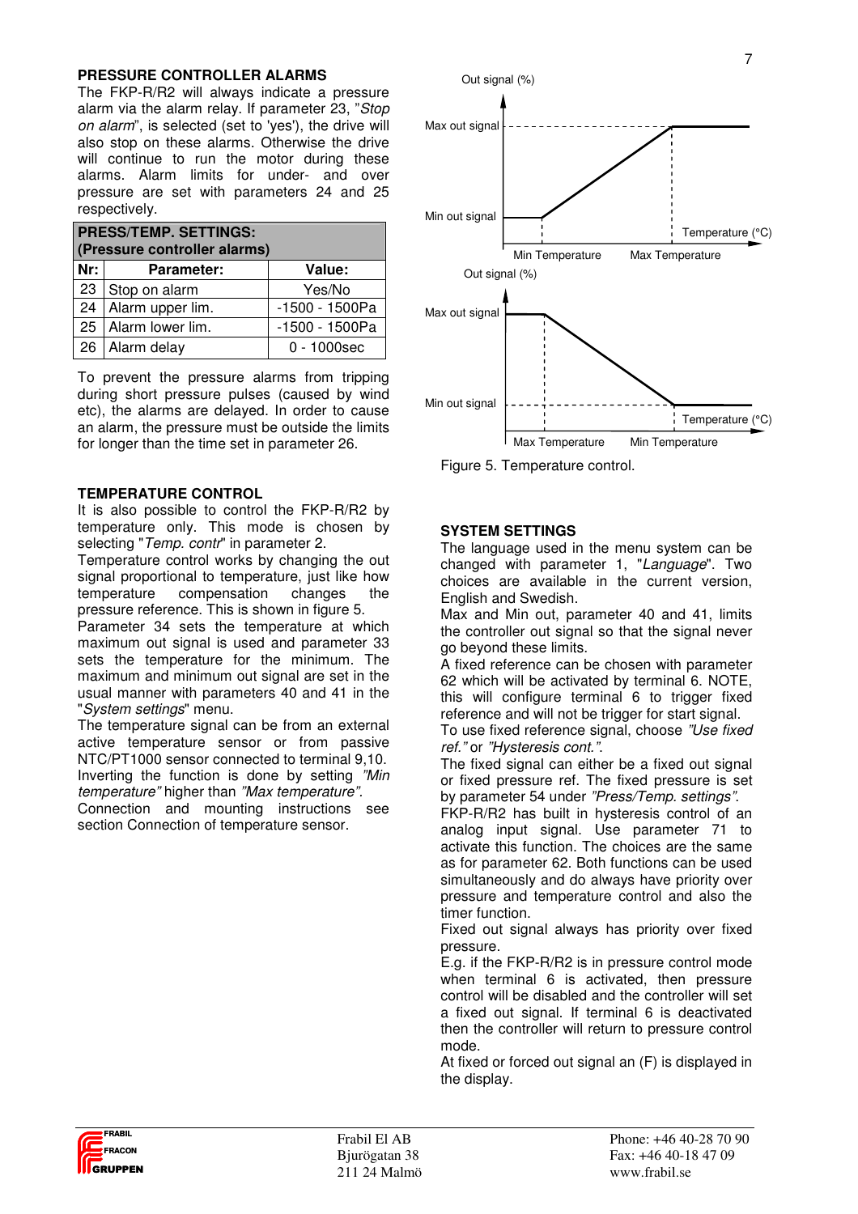## PRESSURE CONTROLLER ALARMS

The FKP-R/R2 will always indicate a pressure alarm via the alarm relay. If parameter 23, "*Stop on alarm*", is selected (set to 'yes'), the drive will also stop on these alarms. Otherwise the drive will continue to run the motor during these alarms. Alarm limits for under- and over pressure are set with parameters 24 and 25 respectively.

| **PRESS/TEMP. SETTINGS: (Pressure controller alarms)** | | |
|---|---|---|
| **Nr:** | **Parameter:** | **Value:** |
| 23 | Stop on alarm | Yes/No |
| 24 | Alarm upper lim. | -1500 - 1500Pa |
| 25 | Alarm lower lim. | -1500 - 1500Pa |
| 26 | Alarm delay | 0 - 1000sec |

To prevent the pressure alarms from tripping during short pressure pulses (caused by wind etc), the alarms are delayed. In order to cause an alarm, the pressure must be outside the limits for longer than the time set in parameter 26.

## TEMPERATURE CONTROL

It is also possible to control the FKP-R/R2 by temperature only. This mode is chosen by selecting "*Temp. contr*" in parameter 2.

Temperature control works by changing the out signal proportional to temperature, just like how temperature compensation changes the pressure reference. This is shown in figure 5.

Parameter 34 sets the temperature at which maximum out signal is used and parameter 33 sets the temperature for the minimum. The maximum and minimum out signal are set in the usual manner with parameters 40 and 41 in the "*System settings*" menu.

The temperature signal can be from an external active temperature sensor or from passive NTC/PT1000 sensor connected to terminal 9,10.

Inverting the function is done by setting *"Min temperature"* higher than *"Max temperature"*.

Connection and mounting instructions see section Connection of temperature sensor.

Figure 5. Temperature control.

## SYSTEM SETTINGS

The language used in the menu system can be changed with parameter 1, "*Language*". Two choices are available in the current version, English and Swedish.

Max and Min out, parameter 40 and 41, limits the controller out signal so that the signal never go beyond these limits.

A fixed reference can be chosen with parameter 62 which will be activated by terminal 6. NOTE, this will configure terminal 6 to trigger fixed reference and will not be trigger for start signal.

To use fixed reference signal, choose *"Use fixed ref."* or *"Hysteresis cont."*.

The fixed signal can either be a fixed out signal or fixed pressure ref. The fixed pressure is set by parameter 54 under *"Press/Temp. settings"*.

FKP-R/R2 has built in hysteresis control of an analog input signal. Use parameter 71 to activate this function. The choices are the same as for parameter 62. Both functions can be used simultaneously and do always have priority over pressure and temperature control and also the timer function.

Fixed out signal always has priority over fixed pressure.

E.g. if the FKP-R/R2 is in pressure control mode when terminal 6 is activated, then pressure control will be disabled and the controller will set a fixed out signal. If terminal 6 is deactivated then the controller will return to pressure control mode.

At fixed or forced out signal an (F) is displayed in the display.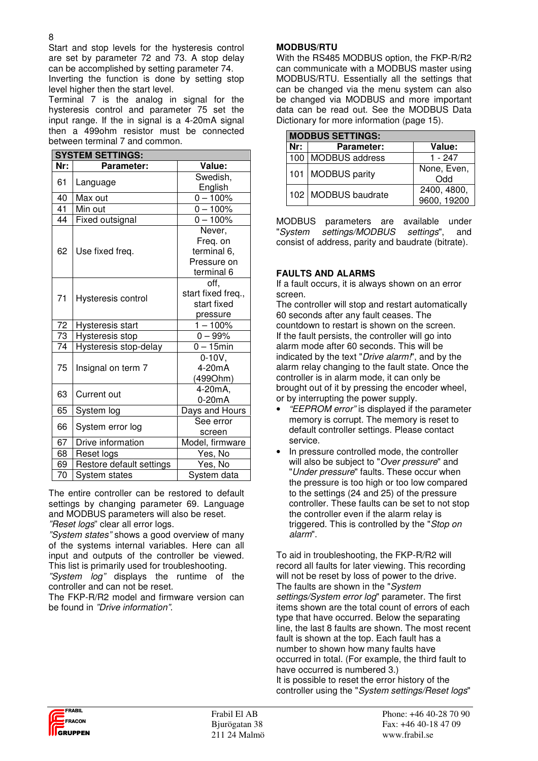Start and stop levels for the hysteresis control are set by parameter 72 and 73. A stop delay can be accomplished by setting parameter 74.
Inverting the function is done by setting stop level higher then the start level.
Terminal 7 is the analog in signal for the hysteresis control and parameter 75 set the input range. If the in signal is a 4-20mA signal then a 499ohm resistor must be connected between terminal 7 and common.

| SYSTEM SETTINGS: | | |
|---|---|---|
| Nr: | Parameter: | Value: |
| 61 | Language | Swedish, English |
| 40 | Max out | 0 – 100% |
| 41 | Min out | 0 – 100% |
| 44 | Fixed outsignal | 0 – 100% |
| 62 | Use fixed freq. | Never, Freq. on terminal 6, Pressure on terminal 6 |
| 71 | Hysteresis control | off, start fixed freq., start fixed pressure |
| 72 | Hysteresis start | 1 – 100% |
| 73 | Hysteresis stop | 0 – 99% |
| 74 | Hysteresis stop-delay | 0 – 15min |
| 75 | Insignal on term 7 | 0-10V, 4-20mA (499Ohm) |
| 63 | Current out | 4-20mA, 0-20mA |
| 65 | System log | Days and Hours |
| 66 | System error log | See error screen |
| 67 | Drive information | Model, firmware |
| 68 | Reset logs | Yes, No |
| 69 | Restore default settings | Yes, No |
| 70 | System states | System data |

The entire controller can be restored to default settings by changing parameter 69. Language and MODBUS parameters will also be reset.
*"Reset logs"* clear all error logs.
*"System states"* shows a good overview of many of the systems internal variables. Here can all input and outputs of the controller be viewed. This list is primarily used for troubleshooting.
*"System log"* displays the runtime of the controller and can not be reset.
The FKP-R/R2 model and firmware version can be found in *"Drive information"*.

**MODBUS/RTU**

With the RS485 MODBUS option, the FKP-R/R2 can communicate with a MODBUS master using MODBUS/RTU. Essentially all the settings that can be changed via the menu system can also be changed via MODBUS and more important data can be read out. See the MODBUS Data Dictionary for more information (page 15).

| MODBUS SETTINGS: | | |
|---|---|---|
| Nr: | Parameter: | Value: |
| 100 | MODBUS address | 1 - 247 |
| 101 | MODBUS parity | None, Even, Odd |
| 102 | MODBUS baudrate | 2400, 4800, 9600, 19200 |

MODBUS parameters are available under "*System settings/MODBUS settings*", and consist of address, parity and baudrate (bitrate).

**FAULTS AND ALARMS**

If a fault occurs, it is always shown on an error screen.
The controller will stop and restart automatically 60 seconds after any fault ceases. The countdown to restart is shown on the screen.
If the fault persists, the controller will go into alarm mode after 60 seconds. This will be indicated by the text "*Drive alarm!*", and by the alarm relay changing to the fault state. Once the controller is in alarm mode, it can only be brought out of it by pressing the encoder wheel, or by interrupting the power supply.

- *"EEPROM error"* is displayed if the parameter memory is corrupt. The memory is reset to default controller settings. Please contact service.
- In pressure controlled mode, the controller will also be subject to "*Over pressure*" and "*Under pressure*" faults. These occur when the pressure is too high or too low compared to the settings (24 and 25) of the pressure controller. These faults can be set to not stop the controller even if the alarm relay is triggered. This is controlled by the "*Stop on alarm*".

To aid in troubleshooting, the FKP-R/R2 will record all faults for later viewing. This recording will not be reset by loss of power to the drive. The faults are shown in the "*System settings/System error log*" parameter. The first items shown are the total count of errors of each type that have occurred. Below the separating line, the last 8 faults are shown. The most recent fault is shown at the top. Each fault has a number to shown how many faults have occurred in total. (For example, the third fault to have occurred is numbered 3.)
It is possible to reset the error history of the controller using the "*System settings/Reset logs*"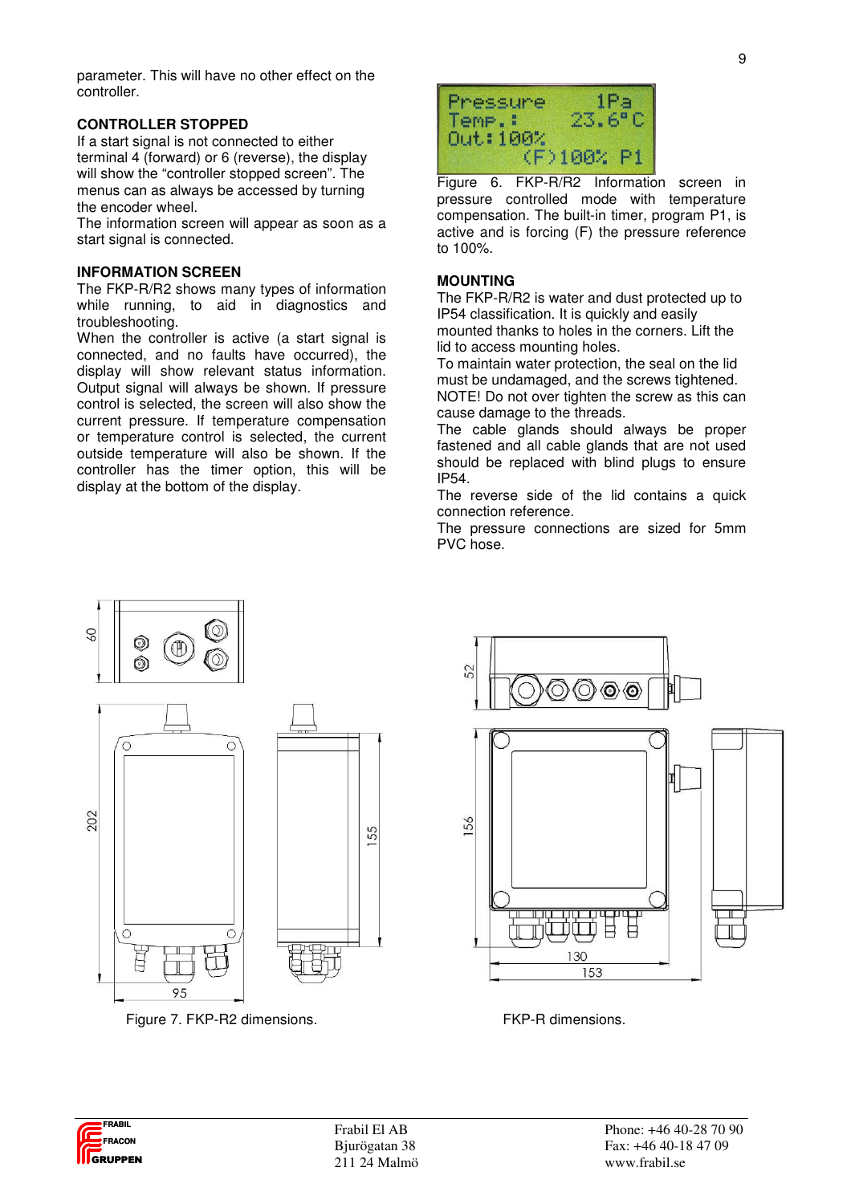parameter. This will have no other effect on the controller.

**CONTROLLER STOPPED**

If a start signal is not connected to either terminal 4 (forward) or 6 (reverse), the display will show the "controller stopped screen". The menus can as always be accessed by turning the encoder wheel.

The information screen will appear as soon as a start signal is connected.

**INFORMATION SCREEN**

The FKP-R/R2 shows many types of information while running, to aid in diagnostics and troubleshooting.

When the controller is active (a start signal is connected, and no faults have occurred), the display will show relevant status information. Output signal will always be shown. If pressure control is selected, the screen will also show the current pressure. If temperature compensation or temperature control is selected, the current outside temperature will also be shown. If the controller has the timer option, this will be display at the bottom of the display.

```
Pressure     1Pa
Temp.:    23.6°C
Out:100%
     (F)100% P1
```

Figure 6. FKP-R/R2 Information screen in pressure controlled mode with temperature compensation. The built-in timer, program P1, is active and is forcing (F) the pressure reference to 100%.

**MOUNTING**

The FKP-R/R2 is water and dust protected up to IP54 classification. It is quickly and easily mounted thanks to holes in the corners. Lift the lid to access mounting holes.

To maintain water protection, the seal on the lid must be undamaged, and the screws tightened.

NOTE! Do not over tighten the screw as this can cause damage to the threads.

The cable glands should always be proper fastened and all cable glands that are not used should be replaced with blind plugs to ensure IP54.

The reverse side of the lid contains a quick connection reference.

The pressure connections are sized for 5mm PVC hose.

Figure 7. FKP-R2 dimensions.

FKP-R dimensions.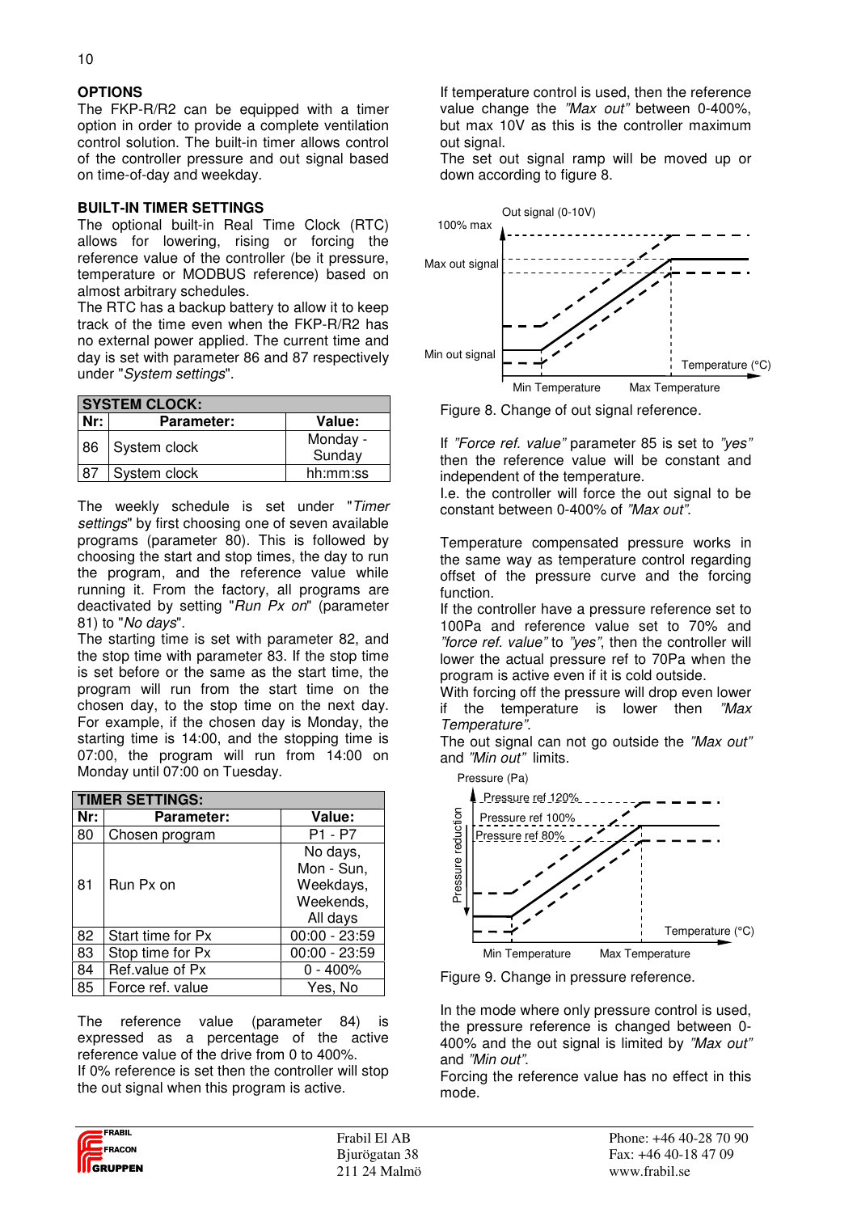## OPTIONS

The FKP-R/R2 can be equipped with a timer option in order to provide a complete ventilation control solution. The built-in timer allows control of the controller pressure and out signal based on time-of-day and weekday.

## BUILT-IN TIMER SETTINGS

The optional built-in Real Time Clock (RTC) allows for lowering, rising or forcing the reference value of the controller (be it pressure, temperature or MODBUS reference) based on almost arbitrary schedules.

The RTC has a backup battery to allow it to keep track of the time even when the FKP-R/R2 has no external power applied. The current time and day is set with parameter 86 and 87 respectively under "*System settings*".

| SYSTEM CLOCK: | | |
|---|---|---|
| Nr: | Parameter: | Value: |
| 86 | System clock | Monday - Sunday |
| 87 | System clock | hh:mm:ss |

The weekly schedule is set under "*Timer settings*" by first choosing one of seven available programs (parameter 80). This is followed by choosing the start and stop times, the day to run the program, and the reference value while running it. From the factory, all programs are deactivated by setting "*Run Px on*" (parameter 81) to "*No days*".

The starting time is set with parameter 82, and the stop time with parameter 83. If the stop time is set before or the same as the start time, the program will run from the start time on the chosen day, to the stop time on the next day. For example, if the chosen day is Monday, the starting time is 14:00, and the stopping time is 07:00, the program will run from 14:00 on Monday until 07:00 on Tuesday.

| TIMER SETTINGS: | | |
|---|---|---|
| Nr: | Parameter: | Value: |
| 80 | Chosen program | P1 - P7 |
| 81 | Run Px on | No days, Mon - Sun, Weekdays, Weekends, All days |
| 82 | Start time for Px | 00:00 - 23:59 |
| 83 | Stop time for Px | 00:00 - 23:59 |
| 84 | Ref.value of Px | 0 - 400% |
| 85 | Force ref. value | Yes, No |

The reference value (parameter 84) is expressed as a percentage of the active reference value of the drive from 0 to 400%.

If 0% reference is set then the controller will stop the out signal when this program is active.

If temperature control is used, then the reference value change the *"Max out"* between 0-400%, but max 10V as this is the controller maximum out signal.

The set out signal ramp will be moved up or down according to figure 8.

Figure 8. Change of out signal reference.

If *"Force ref. value"* parameter 85 is set to *"yes"* then the reference value will be constant and independent of the temperature.

I.e. the controller will force the out signal to be constant between 0-400% of *"Max out"*.

Temperature compensated pressure works in the same way as temperature control regarding offset of the pressure curve and the forcing function.

If the controller have a pressure reference set to 100Pa and reference value set to 70% and *"force ref. value"* to *"yes"*, then the controller will lower the actual pressure ref to 70Pa when the program is active even if it is cold outside.

With forcing off the pressure will drop even lower if the temperature is lower then *"Max Temperature"*.

The out signal can not go outside the *"Max out"* and *"Min out"* limits.

Figure 9. Change in pressure reference.

In the mode where only pressure control is used, the pressure reference is changed between 0-400% and the out signal is limited by *"Max out"* and *"Min out"*.

Forcing the reference value has no effect in this mode.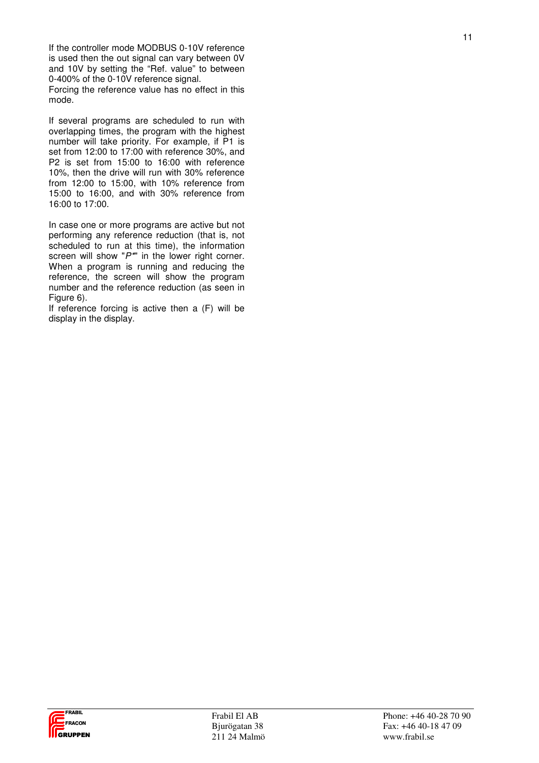If the controller mode MODBUS 0-10V reference is used then the out signal can vary between 0V and 10V by setting the "Ref. value" to between 0-400% of the 0-10V reference signal.
Forcing the reference value has no effect in this mode.

If several programs are scheduled to run with overlapping times, the program with the highest number will take priority. For example, if P1 is set from 12:00 to 17:00 with reference 30%, and P2 is set from 15:00 to 16:00 with reference 10%, then the drive will run with 30% reference from 12:00 to 15:00, with 10% reference from 15:00 to 16:00, and with 30% reference from 16:00 to 17:00.

In case one or more programs are active but not performing any reference reduction (that is, not scheduled to run at this time), the information screen will show "*P**" in the lower right corner. When a program is running and reducing the reference, the screen will show the program number and the reference reduction (as seen in Figure 6).
If reference forcing is active then a (F) will be display in the display.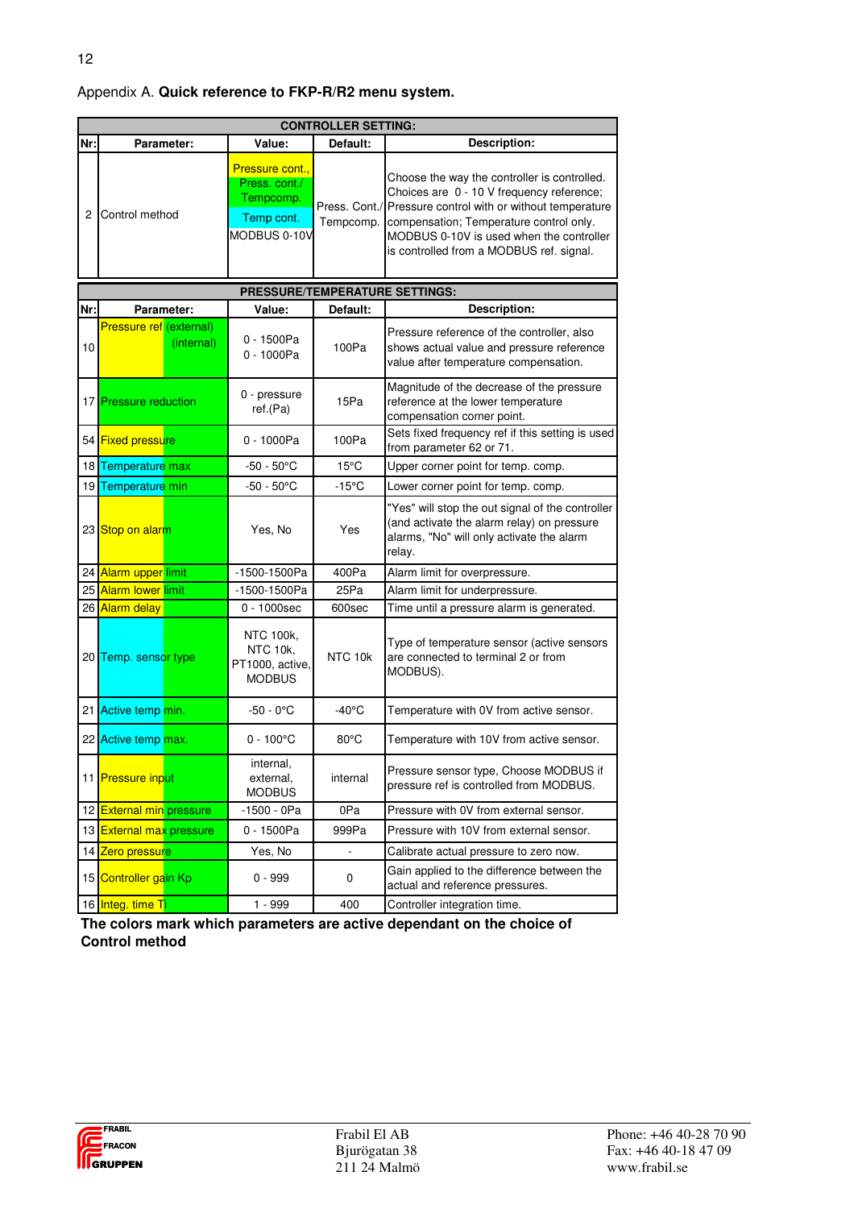Appendix A. **Quick reference to FKP-R/R2 menu system.**

| CONTROLLER SETTING: | | | | |
|---|---|---|---|---|
| **Nr:** | **Parameter:** | **Value:** | **Default:** | **Description:** |
| 2 | Control method | Pressure cont., Press. cont./ Tempcomp. Temp cont. MODBUS 0-10V | Press. Cont./ Tempcomp. | Choose the way the controller is controlled. Choices are 0 - 10 V frequency reference; Pressure control with or without temperature compensation; Temperature control only. MODBUS 0-10V is used when the controller is controlled from a MODBUS ref. signal. |

| PRESSURE/TEMPERATURE SETTINGS: | | | | |
|---|---|---|---|---|
| **Nr:** | **Parameter:** | **Value:** | **Default:** | **Description:** |
| 10 | Pressure ref (external) (internal) | 0 - 1500Pa 0 - 1000Pa | 100Pa | Pressure reference of the controller, also shows actual value and pressure reference value after temperature compensation. |
| 17 | Pressure reduction | 0 - pressure ref.(Pa) | 15Pa | Magnitude of the decrease of the pressure reference at the lower temperature compensation corner point. |
| 54 | Fixed pressure | 0 - 1000Pa | 100Pa | Sets fixed frequency ref if this setting is used from parameter 62 or 71. |
| 18 | Temperature max | -50 - 50°C | 15°C | Upper corner point for temp. comp. |
| 19 | Temperature min | -50 - 50°C | -15°C | Lower corner point for temp. comp. |
| 23 | Stop on alarm | Yes, No | Yes | "Yes" will stop the out signal of the controller (and activate the alarm relay) on pressure alarms, "No" will only activate the alarm relay. |
| 24 | Alarm upper limit | -1500-1500Pa | 400Pa | Alarm limit for overpressure. |
| 25 | Alarm lower limit | -1500-1500Pa | 25Pa | Alarm limit for underpressure. |
| 26 | Alarm delay | 0 - 1000sec | 600sec | Time until a pressure alarm is generated. |
| 20 | Temp. sensor type | NTC 100k, NTC 10k, PT1000, active, MODBUS | NTC 10k | Type of temperature sensor (active sensors are connected to terminal 2 or from MODBUS). |
| 21 | Active temp min. | -50 - 0°C | -40°C | Temperature with 0V from active sensor. |
| 22 | Active temp max. | 0 - 100°C | 80°C | Temperature with 10V from active sensor. |
| 11 | Pressure input | internal, external, MODBUS | internal | Pressure sensor type, Choose MODBUS if pressure ref is controlled from MODBUS. |
| 12 | External min pressure | -1500 - 0Pa | 0Pa | Pressure with 0V from external sensor. |
| 13 | External max pressure | 0 - 1500Pa | 999Pa | Pressure with 10V from external sensor. |
| 14 | Zero pressure | Yes, No | - | Calibrate actual pressure to zero now. |
| 15 | Controller gain Kp | 0 - 999 | 0 | Gain applied to the difference between the actual and reference pressures. |
| 16 | Integ. time Ti | 1 - 999 | 400 | Controller integration time. |

**The colors mark which parameters are active dependant on the choice of Control method**

Frabil El AB
Bjurögatan 38
211 24 Malmö

Phone: +46 40-28 70 90
Fax: +46 40-18 47 09
www.frabil.se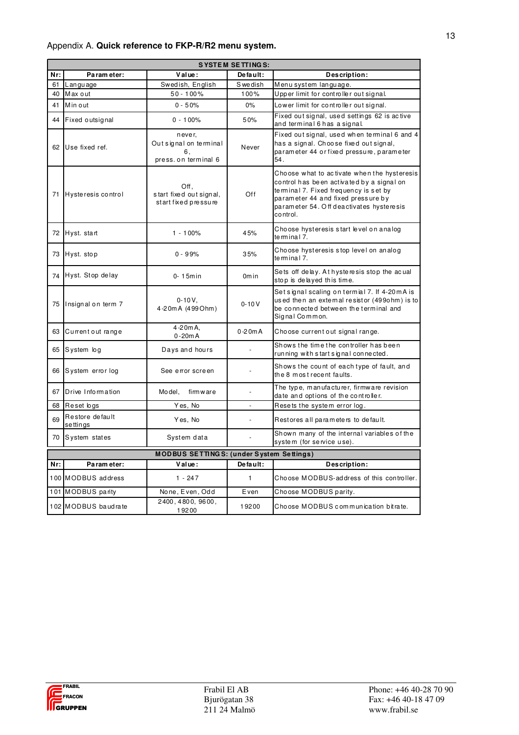Appendix A. **Quick reference to FKP-R/R2 menu system.**

| **SYSTEM SETTINGS:** | | | | |
|---|---|---|---|---|
| **Nr:** | **Parameter:** | **Value:** | **Default:** | **Description:** |
| 61 | Language | Swedish, English | Swedish | Menu system language. |
| 40 | Max out | 50 - 100% | 100% | Upper limit for controller out signal. |
| 41 | Min out | 0 - 50% | 0% | Lower limit for controller out signal. |
| 44 | Fixed outsignal | 0 - 100% | 50% | Fixed out signal, used settings 62 is active and terminal 6 has a signal. |
| 62 | Use fixed ref. | never, Out signal on terminal 6, press. on terminal 6 | Never | Fixed out signal, used when terminal 6 and 4 has a signal. Choose fixed out signal, parameter 44 or fixed pressure, parameter 54. |
| 71 | Hysteresis control | Off, start fixed out signal, start fixed pressure | Off | Choose what to activate when the hysteresis control has been activated by a signal on terminal 7. Fixed frequency is set by parameter 44 and fixed pressure by parameter 54. Off deactivates hysteresis control. |
| 72 | Hyst. start | 1 - 100% | 45% | Choose hysteresis start level on analog terminal 7. |
| 73 | Hyst. stop | 0 - 99% | 35% | Choose hysteresis stop level on analog terminal 7. |
| 74 | Hyst. Stop delay | 0- 15min | 0min | Sets off delay. At hysteresis stop the acual stop is delayed this time. |
| 75 | Insignal on term 7 | 0-10V, 4-20mA (499Ohm) | 0-10V | Set signal scaling on termial 7. If 4-20mA is used then an external resistor (499ohm) is to be connected between the terminal and Signal Common. |
| 63 | Current out range | 4-20mA, 0-20mA | 0-20mA | Choose current out signal range. |
| 65 | System log | Days and hours | - | Shows the time the controller has been running with start signal connected. |
| 66 | System error log | See error screen | - | Shows the count of each type of fault, and the 8 most recent faults. |
| 67 | Drive Information | Model, firmware | - | The type, manufacturer, firmware revision date and options of the controller. |
| 68 | Reset logs | Yes, No | - | Resets the system error log. |
| 69 | Restore default settings | Yes, No | - | Restores all parameters to default. |
| 70 | System states | System data | - | Shown many of the internal variables of the system (for service use). |

| **MODBUS SETTINGS: (under System Settings)** | | | | |
|---|---|---|---|---|
| **Nr:** | **Parameter:** | **Value:** | **Default:** | **Description:** |
| 100 | MODBUS address | 1 - 247 | 1 | Choose MODBUS-address of this controller. |
| 101 | MODBUS parity | None, Even, Odd | Even | Choose MODBUS parity. |
| 102 | MODBUS baudrate | 2400, 4800, 9600, 19200 | 19200 | Choose MODBUS communication bitrate. |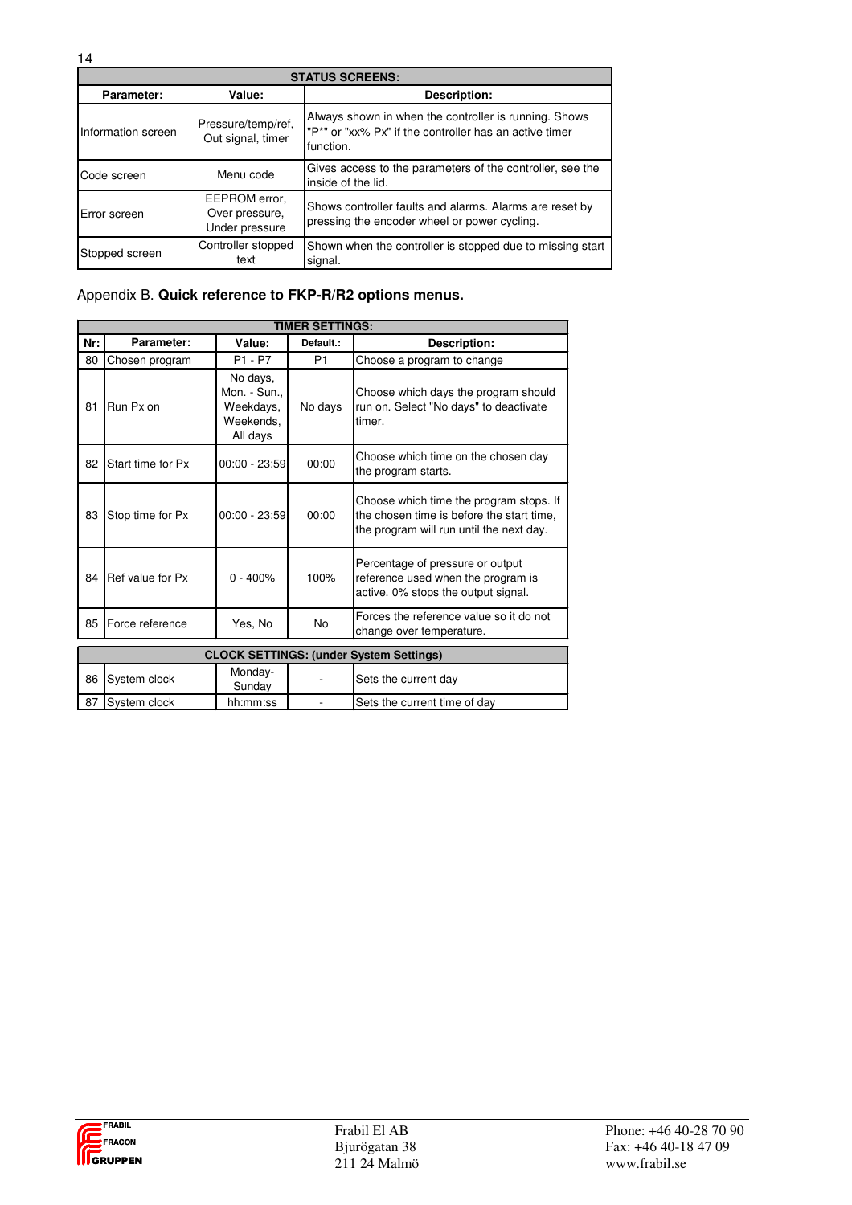| STATUS SCREENS: | | |
|---|---|---|
| **Parameter:** | **Value:** | **Description:** |
| Information screen | Pressure/temp/ref, Out signal, timer | Always shown in when the controller is running. Shows "P*" or "xx% Px" if the controller has an active timer function. |
| Code screen | Menu code | Gives access to the parameters of the controller, see the inside of the lid. |
| Error screen | EEPROM error, Over pressure, Under pressure | Shows controller faults and alarms. Alarms are reset by pressing the encoder wheel or power cycling. |
| Stopped screen | Controller stopped text | Shown when the controller is stopped due to missing start signal. |

Appendix B. **Quick reference to FKP-R/R2 options menus.**

| TIMER SETTINGS: | | | | |
|---|---|---|---|---|
| **Nr:** | **Parameter:** | **Value:** | **Default.:** | **Description:** |
| 80 | Chosen program | P1 - P7 | P1 | Choose a program to change |
| 81 | Run Px on | No days, Mon. - Sun., Weekdays, Weekends, All days | No days | Choose which days the program should run on. Select "No days" to deactivate timer. |
| 82 | Start time for Px | 00:00 - 23:59 | 00:00 | Choose which time on the chosen day the program starts. |
| 83 | Stop time for Px | 00:00 - 23:59 | 00:00 | Choose which time the program stops. If the chosen time is before the start time, the program will run until the next day. |
| 84 | Ref value for Px | 0 - 400% | 100% | Percentage of pressure or output reference used when the program is active. 0% stops the output signal. |
| 85 | Force reference | Yes, No | No | Forces the reference value so it do not change over temperature. |

| CLOCK SETTINGS: (under System Settings) | | | | |
|---|---|---|---|---|
| 86 | System clock | Monday-Sunday | - | Sets the current day |
| 87 | System clock | hh:mm:ss | - | Sets the current time of day |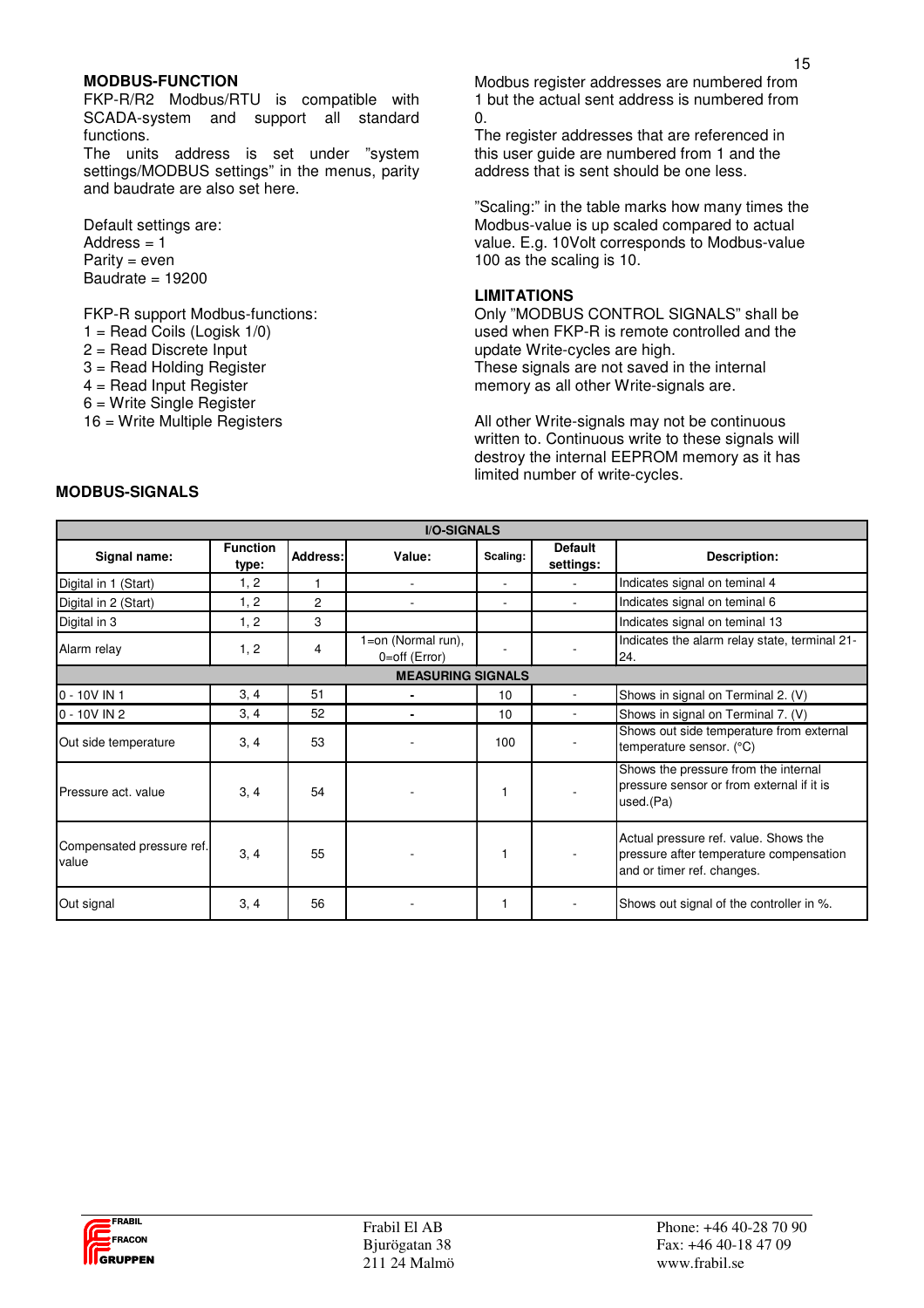## MODBUS-FUNCTION

FKP-R/R2 Modbus/RTU is compatible with SCADA-system and support all standard functions.

The units address is set under "system settings/MODBUS settings" in the menus, parity and baudrate are also set here.

Default settings are:
Address = 1
Parity = even
Baudrate = 19200

FKP-R support Modbus-functions:
1 = Read Coils (Logisk 1/0)
2 = Read Discrete Input
3 = Read Holding Register
4 = Read Input Register
6 = Write Single Register
16 = Write Multiple Registers

Modbus register addresses are numbered from 1 but the actual sent address is numbered from 0.

The register addresses that are referenced in this user guide are numbered from 1 and the address that is sent should be one less.

"Scaling:" in the table marks how many times the Modbus-value is up scaled compared to actual value. E.g. 10Volt corresponds to Modbus-value 100 as the scaling is 10.

## LIMITATIONS

Only "MODBUS CONTROL SIGNALS" shall be used when FKP-R is remote controlled and the update Write-cycles are high.
These signals are not saved in the internal memory as all other Write-signals are.

All other Write-signals may not be continuous written to. Continuous write to these signals will destroy the internal EEPROM memory as it has limited number of write-cycles.

## MODBUS-SIGNALS

| I/O-SIGNALS | | | | | | |
|---|---|---|---|---|---|---|
| **Signal name:** | **Function type:** | **Address:** | **Value:** | **Scaling:** | **Default settings:** | **Description:** |
| Digital in 1 (Start) | 1, 2 | 1 | - | - | - | Indicates signal on teminal 4 |
| Digital in 2 (Start) | 1, 2 | 2 | - | - | - | Indicates signal on teminal 6 |
| Digital in 3 | 1, 2 | 3 | | | | Indicates signal on terminal 13 |
| Alarm relay | 1, 2 | 4 | 1=on (Normal run), 0=off (Error) | - | - | Indicates the alarm relay state, terminal 21-24. |
| **MEASURING SIGNALS** | | | | | | |
| 0 - 10V IN 1 | 3, 4 | 51 | - | 10 | - | Shows in signal on Terminal 2. (V) |
| 0 - 10V IN 2 | 3, 4 | 52 | - | 10 | - | Shows in signal on Terminal 7. (V) |
| Out side temperature | 3, 4 | 53 | - | 100 | - | Shows out side temperature from external temperature sensor. (°C) |
| Pressure act. value | 3, 4 | 54 | - | 1 | - | Shows the pressure from the internal pressure sensor or from external if it is used.(Pa) |
| Compensated pressure ref. value | 3, 4 | 55 | - | 1 | - | Actual pressure ref. value. Shows the pressure after temperature compensation and or timer ref. changes. |
| Out signal | 3, 4 | 56 | - | 1 | - | Shows out signal of the controller in %. |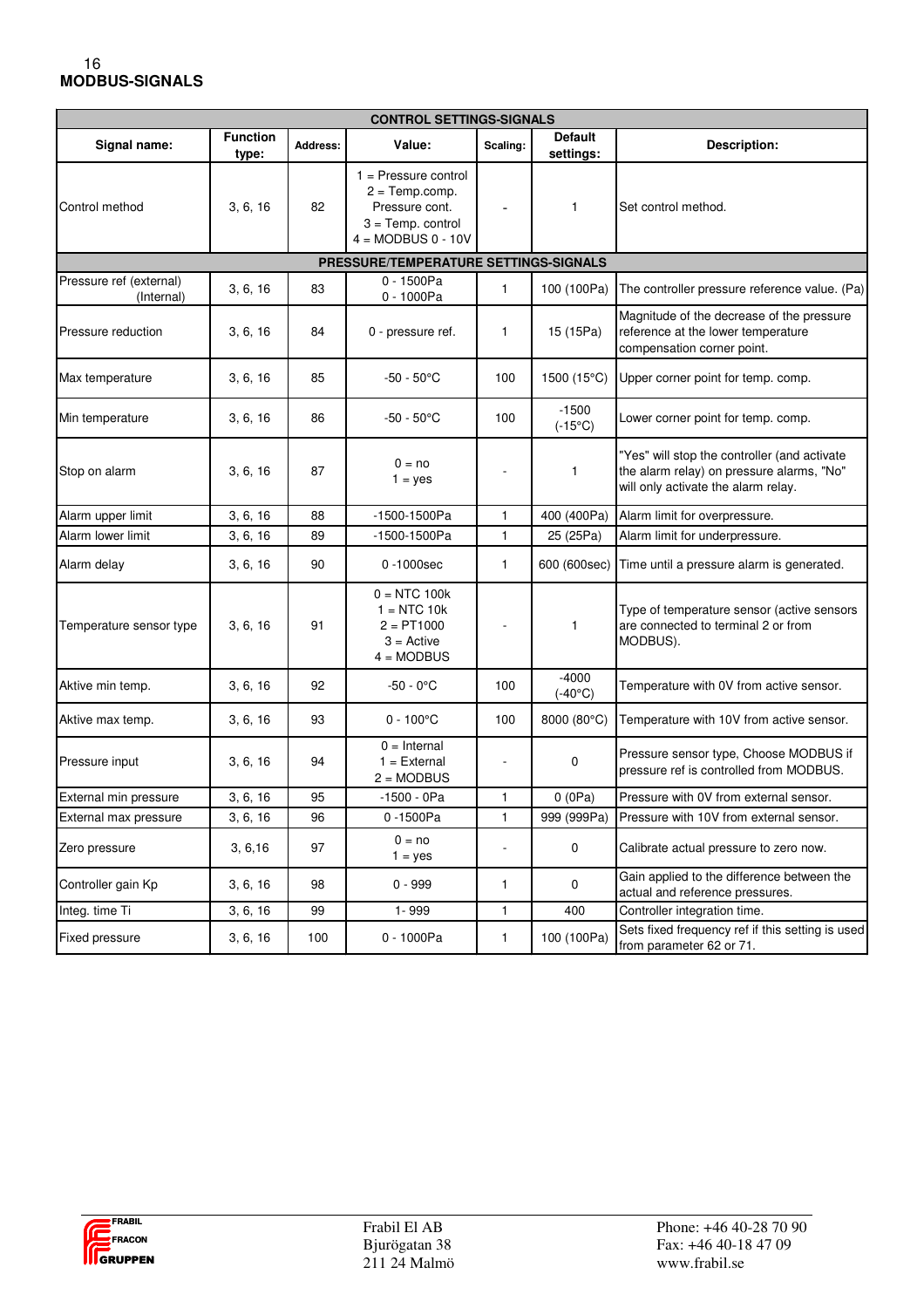## MODBUS-SIGNALS

| CONTROL SETTINGS-SIGNALS | | | | | | |
|---|---|---|---|---|---|---|
| **Signal name:** | **Function type:** | **Address:** | **Value:** | **Scaling:** | **Default settings:** | **Description:** |
| Control method | 3, 6, 16 | 82 | 1 = Pressure control<br>2 = Temp.comp. Pressure cont.<br>3 = Temp. control<br>4 = MODBUS 0 - 10V | - | 1 | Set control method. |
| **PRESSURE/TEMPERATURE SETTINGS-SIGNALS** | | | | | | |
| Pressure ref (external) (Internal) | 3, 6, 16 | 83 | 0 - 1500Pa<br>0 - 1000Pa | 1 | 100 (100Pa) | The controller pressure reference value. (Pa) |
| Pressure reduction | 3, 6, 16 | 84 | 0 - pressure ref. | 1 | 15 (15Pa) | Magnitude of the decrease of the pressure reference at the lower temperature compensation corner point. |
| Max temperature | 3, 6, 16 | 85 | -50 - 50°C | 100 | 1500 (15°C) | Upper corner point for temp. comp. |
| Min temperature | 3, 6, 16 | 86 | -50 - 50°C | 100 | -1500 (-15°C) | Lower corner point for temp. comp. |
| Stop on alarm | 3, 6, 16 | 87 | 0 = no<br>1 = yes | - | 1 | "Yes" will stop the controller (and activate the alarm relay) on pressure alarms, "No" will only activate the alarm relay. |
| Alarm upper limit | 3, 6, 16 | 88 | -1500-1500Pa | 1 | 400 (400Pa) | Alarm limit for overpressure. |
| Alarm lower limit | 3, 6, 16 | 89 | -1500-1500Pa | 1 | 25 (25Pa) | Alarm limit for underpressure. |
| Alarm delay | 3, 6, 16 | 90 | 0 -1000sec | 1 | 600 (600sec) | Time until a pressure alarm is generated. |
| Temperature sensor type | 3, 6, 16 | 91 | 0 = NTC 100k<br>1 = NTC 10k<br>2 = PT1000<br>3 = Active<br>4 = MODBUS | - | 1 | Type of temperature sensor (active sensors are connected to terminal 2 or from MODBUS). |
| Aktive min temp. | 3, 6, 16 | 92 | -50 - 0°C | 100 | -4000 (-40°C) | Temperature with 0V from active sensor. |
| Aktive max temp. | 3, 6, 16 | 93 | 0 - 100°C | 100 | 8000 (80°C) | Temperature with 10V from active sensor. |
| Pressure input | 3, 6, 16 | 94 | 0 = Internal<br>1 = External<br>2 = MODBUS | - | 0 | Pressure sensor type, Choose MODBUS if pressure ref is controlled from MODBUS. |
| External min pressure | 3, 6, 16 | 95 | -1500 - 0Pa | 1 | 0 (0Pa) | Pressure with 0V from external sensor. |
| External max pressure | 3, 6, 16 | 96 | 0 -1500Pa | 1 | 999 (999Pa) | Pressure with 10V from external sensor. |
| Zero pressure | 3, 6,16 | 97 | 0 = no<br>1 = yes | - | 0 | Calibrate actual pressure to zero now. |
| Controller gain Kp | 3, 6, 16 | 98 | 0 - 999 | 1 | 0 | Gain applied to the difference between the actual and reference pressures. |
| Integ. time Ti | 3, 6, 16 | 99 | 1- 999 | 1 | 400 | Controller integration time. |
| Fixed pressure | 3, 6, 16 | 100 | 0 - 1000Pa | 1 | 100 (100Pa) | Sets fixed frequency ref if this setting is used from parameter 62 or 71. |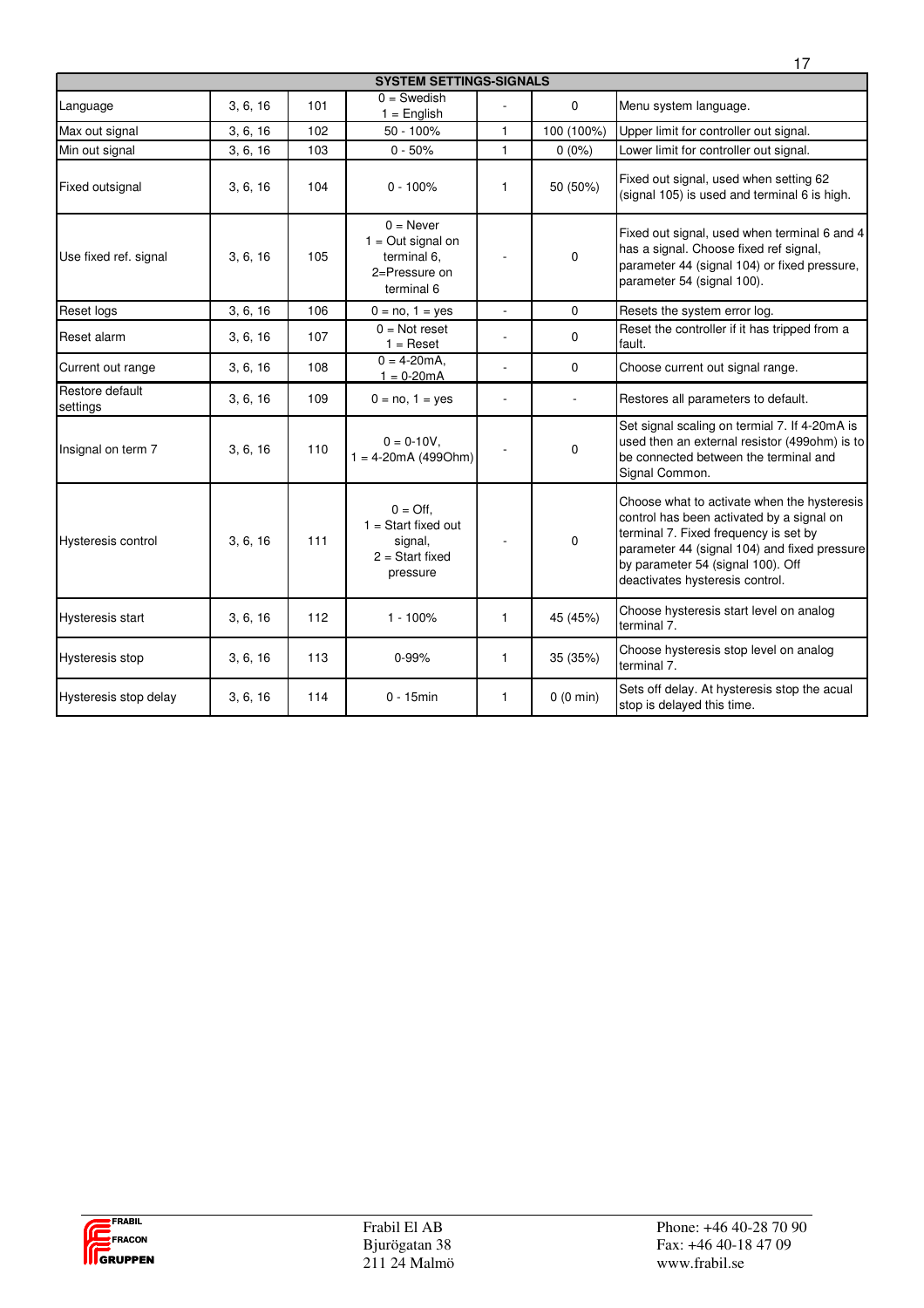| SYSTEM SETTINGS-SIGNALS | | | | | | |
|---|---|---|---|---|---|---|
| Language | 3, 6, 16 | 101 | 0 = Swedish<br>1 = English | - | 0 | Menu system language. |
| Max out signal | 3, 6, 16 | 102 | 50 - 100% | 1 | 100 (100%) | Upper limit for controller out signal. |
| Min out signal | 3, 6, 16 | 103 | 0 - 50% | 1 | 0 (0%) | Lower limit for controller out signal. |
| Fixed outsignal | 3, 6, 16 | 104 | 0 - 100% | 1 | 50 (50%) | Fixed out signal, used when setting 62 (signal 105) is used and terminal 6 is high. |
| Use fixed ref. signal | 3, 6, 16 | 105 | 0 = Never<br>1 = Out signal on terminal 6,<br>2=Pressure on terminal 6 | - | 0 | Fixed out signal, used when terminal 6 and 4 has a signal. Choose fixed ref signal, parameter 44 (signal 104) or fixed pressure, parameter 54 (signal 100). |
| Reset logs | 3, 6, 16 | 106 | 0 = no, 1 = yes | - | 0 | Resets the system error log. |
| Reset alarm | 3, 6, 16 | 107 | 0 = Not reset<br>1 = Reset | - | 0 | Reset the controller if it has tripped from a fault. |
| Current out range | 3, 6, 16 | 108 | 0 = 4-20mA,<br>1 = 0-20mA | - | 0 | Choose current out signal range. |
| Restore default settings | 3, 6, 16 | 109 | 0 = no, 1 = yes | - | - | Restores all parameters to default. |
| Insignal on term 7 | 3, 6, 16 | 110 | 0 = 0-10V,<br>1 = 4-20mA (499Ohm) | - | 0 | Set signal scaling on termial 7. If 4-20mA is used then an external resistor (499ohm) is to be connected between the terminal and Signal Common. |
| Hysteresis control | 3, 6, 16 | 111 | 0 = Off,<br>1 = Start fixed out signal,<br>2 = Start fixed pressure | - | 0 | Choose what to activate when the hysteresis control has been activated by a signal on terminal 7. Fixed frequency is set by parameter 44 (signal 104) and fixed pressure by parameter 54 (signal 100). Off deactivates hysteresis control. |
| Hysteresis start | 3, 6, 16 | 112 | 1 - 100% | 1 | 45 (45%) | Choose hysteresis start level on analog terminal 7. |
| Hysteresis stop | 3, 6, 16 | 113 | 0-99% | 1 | 35 (35%) | Choose hysteresis stop level on analog terminal 7. |
| Hysteresis stop delay | 3, 6, 16 | 114 | 0 - 15min | 1 | 0 (0 min) | Sets off delay. At hysteresis stop the acual stop is delayed this time. |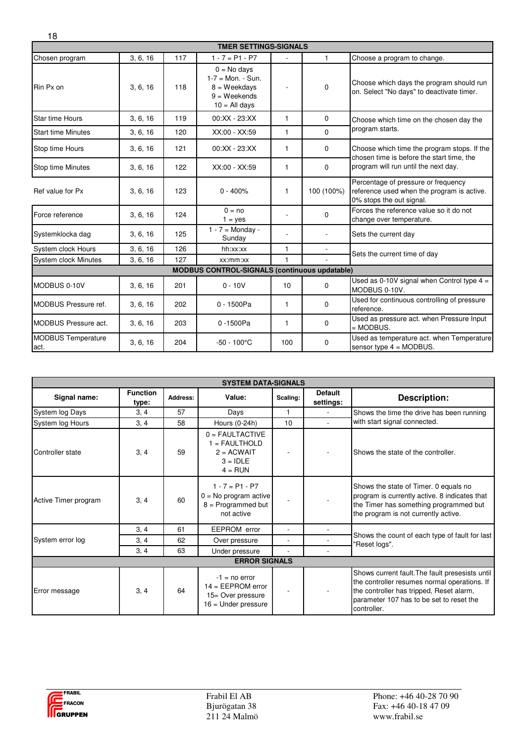| TMER SETTINGS-SIGNALS | | | | | | |
|---|---|---|---|---|---|---|
| Chosen program | 3, 6, 16 | 117 | 1 - 7 = P1 - P7 | - | 1 | Choose a program to change. |
| Rin Px on | 3, 6, 16 | 118 | 0 = No days<br>1-7 = Mon. - Sun.<br>8 = Weekdays<br>9 = Weekends<br>10 = All days | - | 0 | Choose which days the program should run on. Select "No days" to deactivate timer. |
| Star time Hours | 3, 6, 16 | 119 | 00:XX - 23:XX | 1 | 0 | Choose which time on the chosen day the program starts. |
| Start time Minutes | 3, 6, 16 | 120 | XX:00 - XX:59 | 1 | 0 | |
| Stop time Hours | 3, 6, 16 | 121 | 00:XX - 23:XX | 1 | 0 | Choose which time the program stops. If the chosen time is before the start time, the program will run until the next day. |
| Stop time Minutes | 3, 6, 16 | 122 | XX:00 - XX:59 | 1 | 0 | |
| Ref value for Px | 3, 6, 16 | 123 | 0 - 400% | 1 | 100 (100%) | Percentage of pressure or frequency reference used when the program is active. 0% stops the out signal. |
| Force reference | 3, 6, 16 | 124 | 0 = no<br>1 = yes | - | 0 | Forces the reference value so it do not change over temperature. |
| Systemklocka dag | 3, 6, 16 | 125 | 1 - 7 = Monday - Sunday | - | - | Sets the current day |
| System clock Hours | 3, 6, 16 | 126 | hh:xx:xx | 1 | - | Sets the current time of day |
| System clock Minutes | 3, 6, 16 | 127 | xx:mm:xx | 1 | - | |
| **MODBUS CONTROL-SIGNALS (continuous updatable)** | | | | | | |
| MODBUS 0-10V | 3, 6, 16 | 201 | 0 - 10V | 10 | 0 | Used as 0-10V signal when Control type 4 = MODBUS 0-10V. |
| MODBUS Pressure ref. | 3, 6, 16 | 202 | 0 - 1500Pa | 1 | 0 | Used for continuous controlling of pressure reference. |
| MODBUS Pressure act. | 3, 6, 16 | 203 | 0 -1500Pa | 1 | 0 | Used as pressure act. when Pressure Input = MODBUS. |
| MODBUS Temperature act. | 3, 6, 16 | 204 | -50 - 100°C | 100 | 0 | Used as temperature act. when Temperature sensor type 4 = MODBUS. |

| SYSTEM DATA-SIGNALS | | | | | | |
|---|---|---|---|---|---|---|
| **Signal name:** | **Function type:** | **Address:** | **Value:** | **Scaling:** | **Default settings:** | **Description:** |
| System log Days | 3, 4 | 57 | Days | 1 | - | Shows the time the drive has been running with start signal connected. |
| System log Hours | 3, 4 | 58 | Hours (0-24h) | 10 | - | |
| Controller state | 3, 4 | 59 | 0 = FAULTACTIVE<br>1 = FAULTHOLD<br>2 = ACWAIT<br>3 = IDLE<br>4 = RUN | - | - | Shows the state of the controller. |
| Active Timer program | 3, 4 | 60 | 1 - 7 = P1 - P7<br>0 = No program active<br>8 = Programmed but not active | - | - | Shows the state of Timer. 0 equals no program is currently active. 8 indicates that the Timer has something programmed but the program is not currently active. |
| System error log | 3, 4 | 61 | EEPROM error | - | - | Shows the count of each type of fault for last "Reset logs". |
| | 3, 4 | 62 | Over pressure | - | - | |
| | 3, 4 | 63 | Under pressure | - | - | |
| **ERROR SIGNALS** | | | | | | |
| Error message | 3, 4 | 64 | -1 = no error<br>14 = EEPROM error<br>15= Over pressure<br>16 = Under pressure | - | - | Shows current fault.The fault presesists until the controller resumes normal operations. If the controller has tripped, Reset alarm, parameter 107 has to be set to reset the controller. |

FRABIL FRACON GRUPPEN

Frabil El AB
Bjurögatan 38
211 24 Malmö

Phone: +46 40-28 70 90
Fax: +46 40-18 47 09
www.frabil.se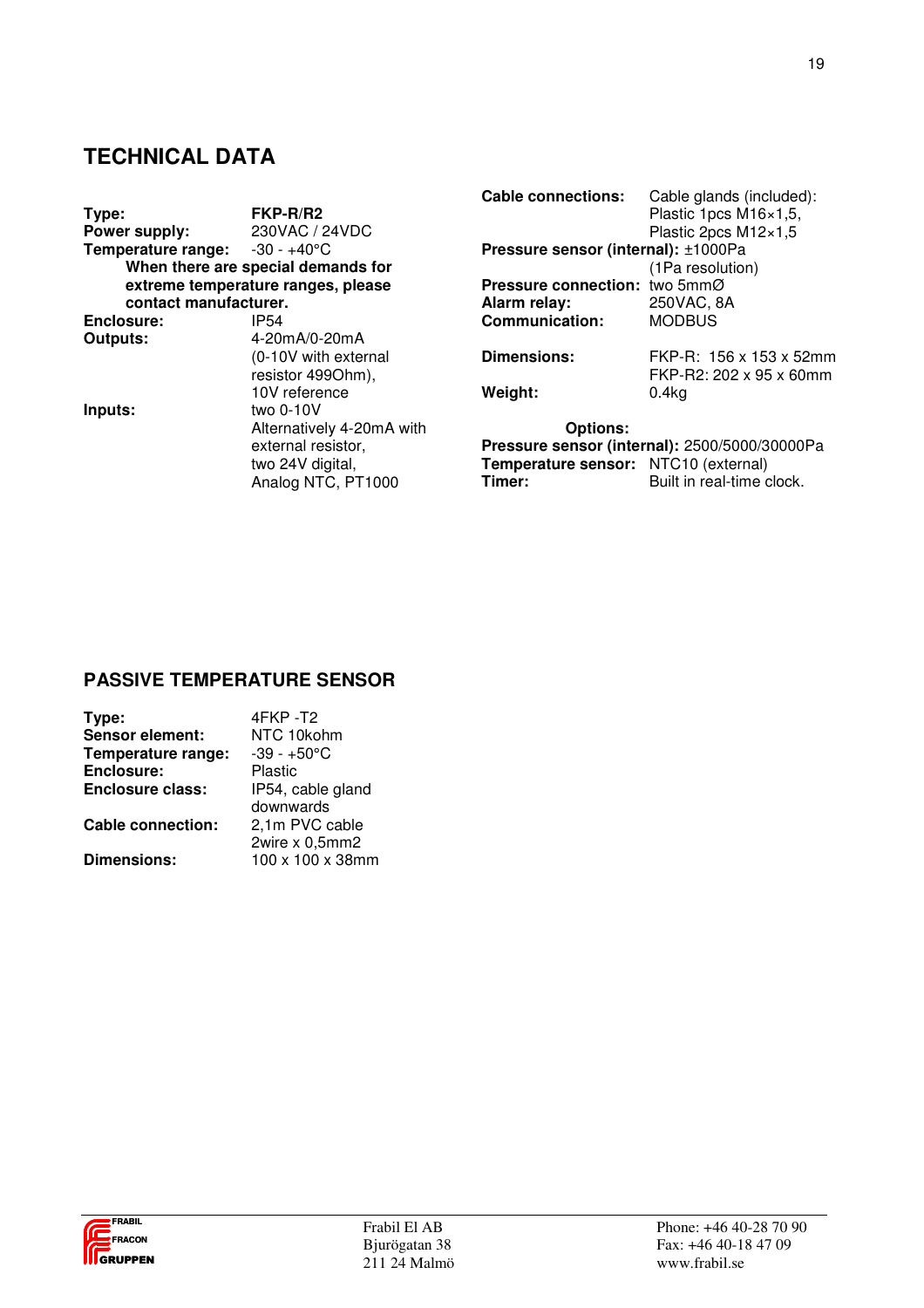## TECHNICAL DATA

**Type:** **FKP-R/R2**
**Power supply:** 230VAC / 24VDC
**Temperature range:** -30 - +40°C
**When there are special demands for extreme temperature ranges, please contact manufacturer.**
**Enclosure:** IP54
**Outputs:** 4-20mA/0-20mA (0-10V with external resistor 499Ohm), 10V reference
**Inputs:** two 0-10V Alternatively 4-20mA with external resistor, two 24V digital, Analog NTC, PT1000

**Cable connections:** Cable glands (included): Plastic 1pcs M16×1,5, Plastic 2pcs M12×1,5
**Pressure sensor (internal):** ±1000Pa (1Pa resolution)
**Pressure connection:** two 5mmØ
**Alarm relay:** 250VAC, 8A
**Communication:** MODBUS

**Dimensions:** FKP-R: 156 x 153 x 52mm
FKP-R2: 202 x 95 x 60mm
**Weight:** 0.4kg

**Options:**
**Pressure sensor (internal):** 2500/5000/30000Pa
**Temperature sensor:** NTC10 (external)
**Timer:** Built in real-time clock.

### PASSIVE TEMPERATURE SENSOR

**Type:** 4FKP -T2
**Sensor element:** NTC 10kohm
**Temperature range:** -39 - +50°C
**Enclosure:** Plastic
**Enclosure class:** IP54, cable gland downwards
**Cable connection:** 2,1m PVC cable 2wire x 0,5mm2
**Dimensions:** 100 x 100 x 38mm

FRABIL FRACON GRUPPEN

Frabil El AB
Bjurögatan 38
211 24 Malmö

Phone: +46 40-28 70 90
Fax: +46 40-18 47 09
www.frabil.se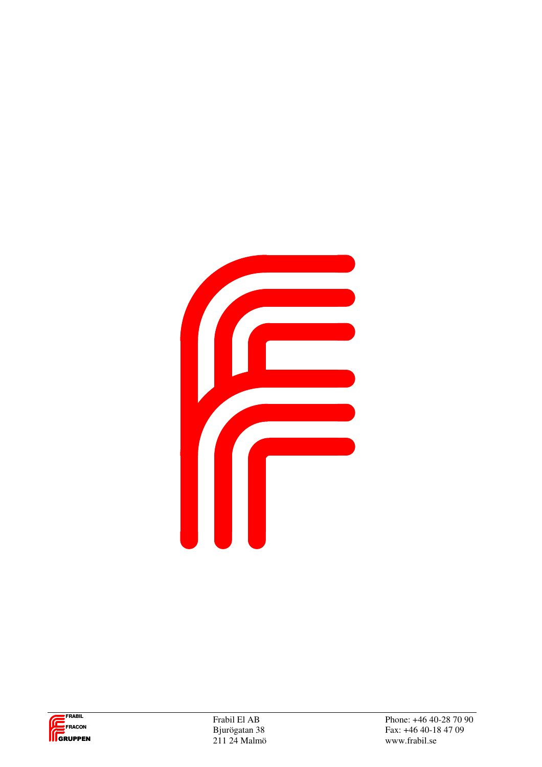Frabil El AB
Bjurögatan 38
211 24 Malmö

Phone: +46 40-28 70 90
Fax: +46 40-18 47 09
www.frabil.se